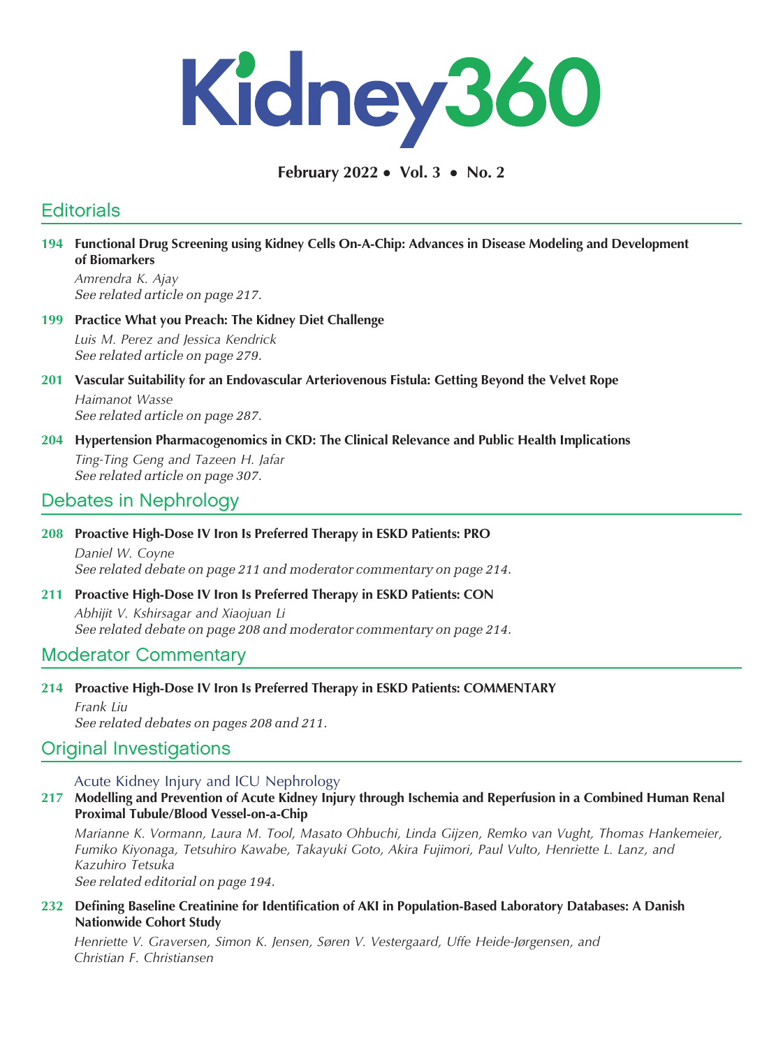# Kidney360

**February 2022 • Vol. 3 • No. 2**

## Editorials

**194 Functional Drug Screening using Kidney Cells On-A-Chip: Advances in Disease Modeling and Development of Biomarkers**
*Amrendra K. Ajay*
*See related article on page 217.*

**199 Practice What you Preach: The Kidney Diet Challenge**
*Luis M. Perez and Jessica Kendrick*
*See related article on page 279.*

**201 Vascular Suitability for an Endovascular Arteriovenous Fistula: Getting Beyond the Velvet Rope**
*Haimanot Wasse*
*See related article on page 287.*

**204 Hypertension Pharmacogenomics in CKD: The Clinical Relevance and Public Health Implications**
*Ting-Ting Geng and Tazeen H. Jafar*
*See related article on page 307.*

## Debates in Nephrology

**208 Proactive High-Dose IV Iron Is Preferred Therapy in ESKD Patients: PRO**
*Daniel W. Coyne*
*See related debate on page 211 and moderator commentary on page 214.*

**211 Proactive High-Dose IV Iron Is Preferred Therapy in ESKD Patients: CON**
*Abhijit V. Kshirsagar and Xiaojuan Li*
*See related debate on page 208 and moderator commentary on page 214.*

## Moderator Commentary

**214 Proactive High-Dose IV Iron Is Preferred Therapy in ESKD Patients: COMMENTARY**
*Frank Liu*
*See related debates on pages 208 and 211.*

## Original Investigations

### Acute Kidney Injury and ICU Nephrology

**217 Modelling and Prevention of Acute Kidney Injury through Ischemia and Reperfusion in a Combined Human Renal Proximal Tubule/Blood Vessel-on-a-Chip**
*Marianne K. Vormann, Laura M. Tool, Masato Ohbuchi, Linda Gijzen, Remko van Vught, Thomas Hankemeier, Fumiko Kiyonaga, Tetsuhiro Kawabe, Takayuki Goto, Akira Fujimori, Paul Vulto, Henriette L. Lanz, and Kazuhiro Tetsuka*
*See related editorial on page 194.*

**232 Defining Baseline Creatinine for Identification of AKI in Population-Based Laboratory Databases: A Danish Nationwide Cohort Study**
*Henriette V. Graversen, Simon K. Jensen, Søren V. Vestergaard, Uffe Heide-Jørgensen, and Christian F. Christiansen*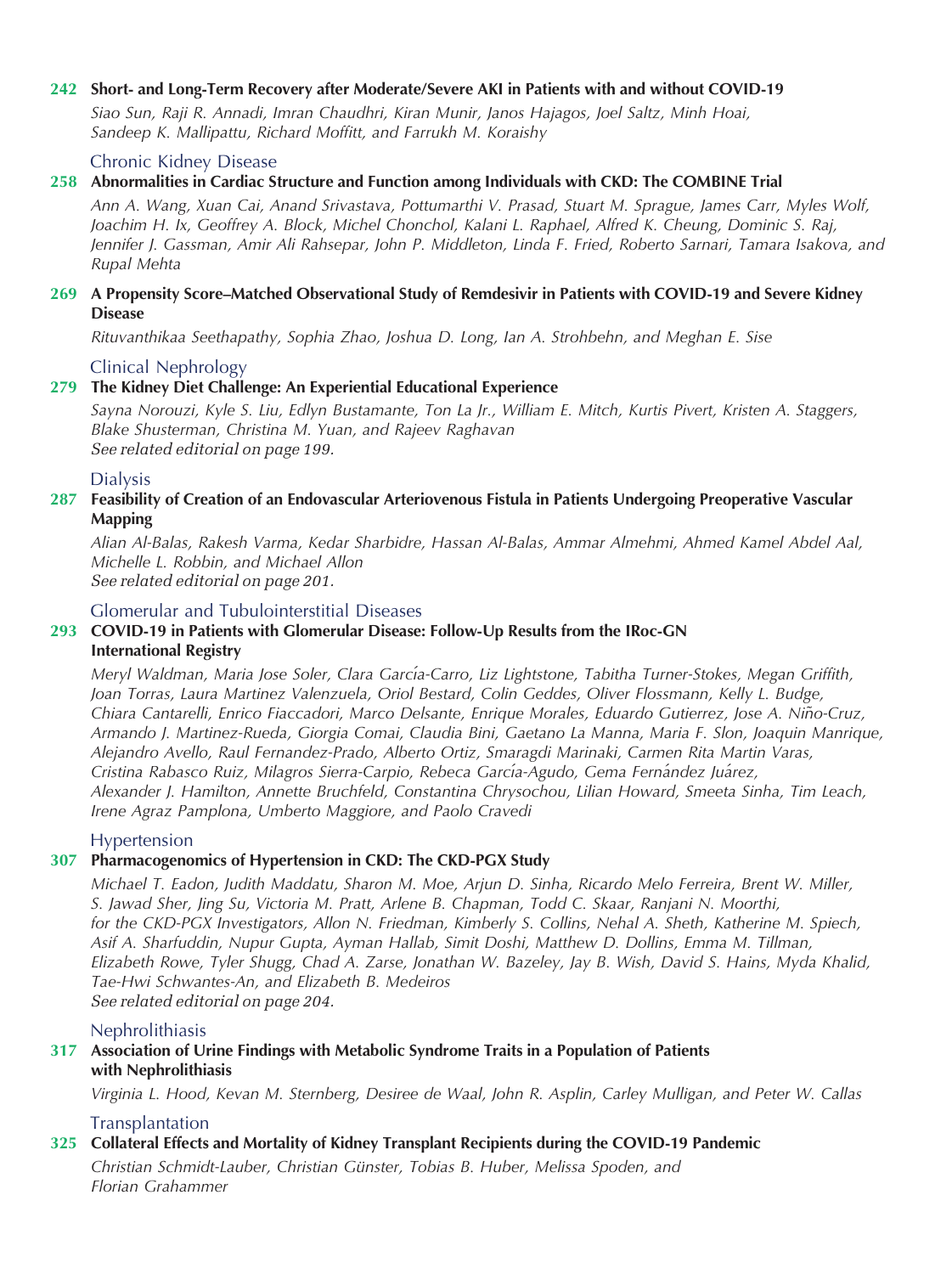**242 Short- and Long-Term Recovery after Moderate/Severe AKI in Patients with and without COVID-19**

*Siao Sun, Raji R. Annadi, Imran Chaudhri, Kiran Munir, Janos Hajagos, Joel Saltz, Minh Hoai, Sandeep K. Mallipattu, Richard Moffitt, and Farrukh M. Koraishy*

## Chronic Kidney Disease

**258 Abnormalities in Cardiac Structure and Function among Individuals with CKD: The COMBINE Trial**

*Ann A. Wang, Xuan Cai, Anand Srivastava, Pottumarthi V. Prasad, Stuart M. Sprague, James Carr, Myles Wolf, Joachim H. Ix, Geoffrey A. Block, Michel Chonchol, Kalani L. Raphael, Alfred K. Cheung, Dominic S. Raj, Jennifer J. Gassman, Amir Ali Rahsepar, John P. Middleton, Linda F. Fried, Roberto Sarnari, Tamara Isakova, and Rupal Mehta*

**269 A Propensity Score–Matched Observational Study of Remdesivir in Patients with COVID-19 and Severe Kidney Disease**

*Rituvanthikaa Seethapathy, Sophia Zhao, Joshua D. Long, Ian A. Strohbehn, and Meghan E. Sise*

## Clinical Nephrology

**279 The Kidney Diet Challenge: An Experiential Educational Experience**

*Sayna Norouzi, Kyle S. Liu, Edlyn Bustamante, Ton La Jr., William E. Mitch, Kurtis Pivert, Kristen A. Staggers, Blake Shusterman, Christina M. Yuan, and Rajeev Raghavan*
*See related editorial on page 199.*

## Dialysis

**287 Feasibility of Creation of an Endovascular Arteriovenous Fistula in Patients Undergoing Preoperative Vascular Mapping**

*Alian Al-Balas, Rakesh Varma, Kedar Sharbidre, Hassan Al-Balas, Ammar Almehmi, Ahmed Kamel Abdel Aal, Michelle L. Robbin, and Michael Allon*
*See related editorial on page 201.*

## Glomerular and Tubulointerstitial Diseases

**293 COVID-19 in Patients with Glomerular Disease: Follow-Up Results from the IRoc-GN International Registry**

*Meryl Waldman, Maria Jose Soler, Clara García-Carro, Liz Lightstone, Tabitha Turner-Stokes, Megan Griffith, Joan Torras, Laura Martinez Valenzuela, Oriol Bestard, Colin Geddes, Oliver Flossmann, Kelly L. Budge, Chiara Cantarelli, Enrico Fiaccadori, Marco Delsante, Enrique Morales, Eduardo Gutierrez, Jose A. Niño-Cruz, Armando J. Martinez-Rueda, Giorgia Comai, Claudia Bini, Gaetano La Manna, Maria F. Slon, Joaquin Manrique, Alejandro Avello, Raul Fernandez-Prado, Alberto Ortiz, Smaragdi Marinaki, Carmen Rita Martin Varas, Cristina Rabasco Ruiz, Milagros Sierra-Carpio, Rebeca García-Agudo, Gema Fernández Juárez, Alexander J. Hamilton, Annette Bruchfeld, Constantina Chrysochou, Lilian Howard, Smeeta Sinha, Tim Leach, Irene Agraz Pamplona, Umberto Maggiore, and Paolo Cravedi*

## Hypertension

**307 Pharmacogenomics of Hypertension in CKD: The CKD-PGX Study**

*Michael T. Eadon, Judith Maddatu, Sharon M. Moe, Arjun D. Sinha, Ricardo Melo Ferreira, Brent W. Miller, S. Jawad Sher, Jing Su, Victoria M. Pratt, Arlene B. Chapman, Todd C. Skaar, Ranjani N. Moorthi, for the CKD-PGX Investigators, Allon N. Friedman, Kimberly S. Collins, Nehal A. Sheth, Katherine M. Spiech, Asif A. Sharfuddin, Nupur Gupta, Ayman Hallab, Simit Doshi, Matthew D. Dollins, Emma M. Tillman, Elizabeth Rowe, Tyler Shugg, Chad A. Zarse, Jonathan W. Bazeley, Jay B. Wish, David S. Hains, Myda Khalid, Tae-Hwi Schwantes-An, and Elizabeth B. Medeiros*
*See related editorial on page 204.*

## Nephrolithiasis

**317 Association of Urine Findings with Metabolic Syndrome Traits in a Population of Patients with Nephrolithiasis**

*Virginia L. Hood, Kevan M. Sternberg, Desiree de Waal, John R. Asplin, Carley Mulligan, and Peter W. Callas*

## Transplantation

**325 Collateral Effects and Mortality of Kidney Transplant Recipients during the COVID-19 Pandemic**

*Christian Schmidt-Lauber, Christian Günster, Tobias B. Huber, Melissa Spoden, and Florian Grahammer*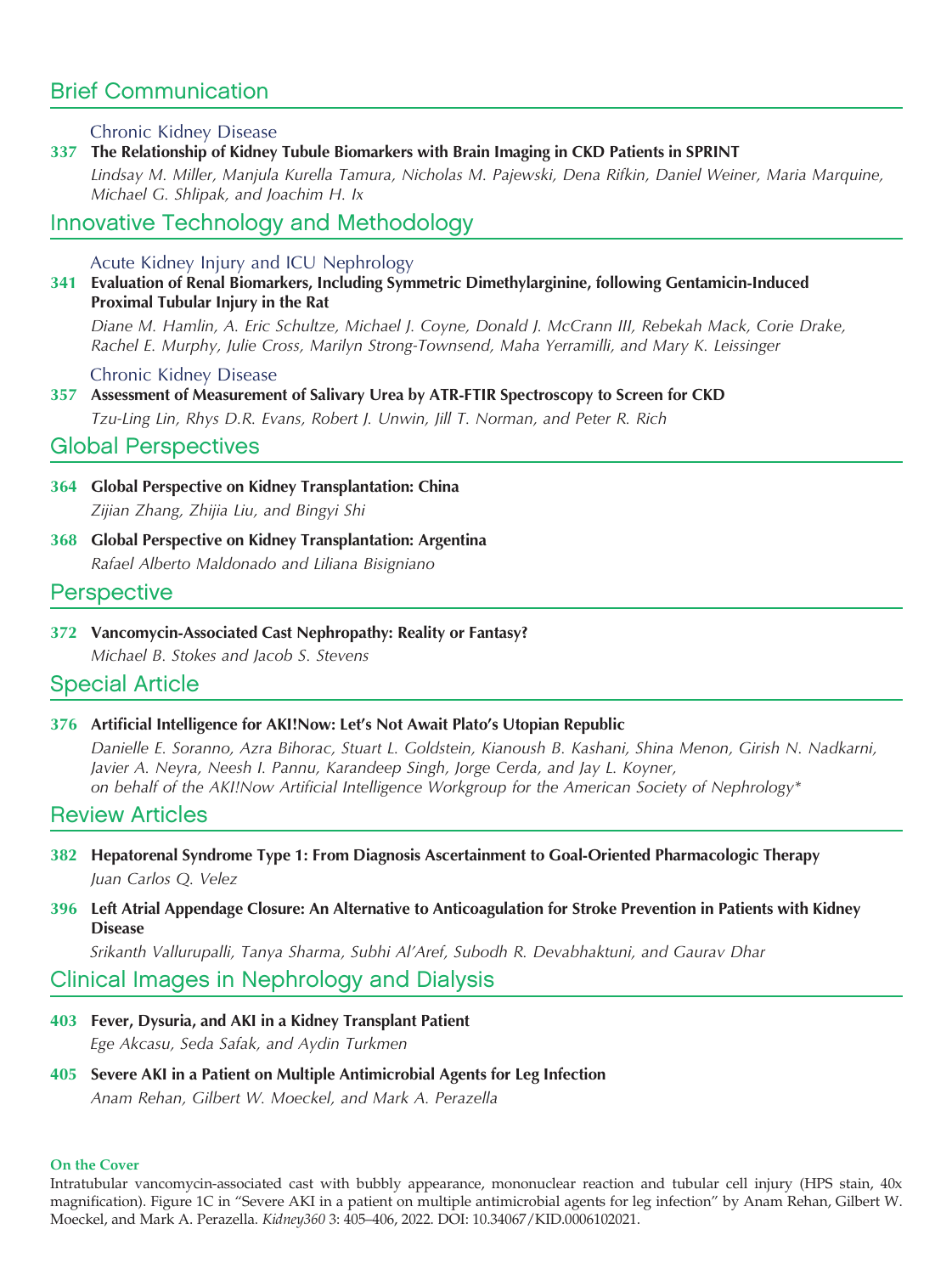## Brief Communication

### Chronic Kidney Disease

**337 The Relationship of Kidney Tubule Biomarkers with Brain Imaging in CKD Patients in SPRINT**
*Lindsay M. Miller, Manjula Kurella Tamura, Nicholas M. Pajewski, Dena Rifkin, Daniel Weiner, Maria Marquine, Michael G. Shlipak, and Joachim H. Ix*

## Innovative Technology and Methodology

### Acute Kidney Injury and ICU Nephrology

**341 Evaluation of Renal Biomarkers, Including Symmetric Dimethylarginine, following Gentamicin-Induced Proximal Tubular Injury in the Rat**
*Diane M. Hamlin, A. Eric Schultze, Michael J. Coyne, Donald J. McCrann III, Rebekah Mack, Corie Drake, Rachel E. Murphy, Julie Cross, Marilyn Strong-Townsend, Maha Yerramilli, and Mary K. Leissinger*

### Chronic Kidney Disease

**357 Assessment of Measurement of Salivary Urea by ATR-FTIR Spectroscopy to Screen for CKD**
*Tzu-Ling Lin, Rhys D.R. Evans, Robert J. Unwin, Jill T. Norman, and Peter R. Rich*

## Global Perspectives

**364 Global Perspective on Kidney Transplantation: China**
*Zijian Zhang, Zhijia Liu, and Bingyi Shi*

**368 Global Perspective on Kidney Transplantation: Argentina**
*Rafael Alberto Maldonado and Liliana Bisigniano*

## Perspective

**372 Vancomycin-Associated Cast Nephropathy: Reality or Fantasy?**
*Michael B. Stokes and Jacob S. Stevens*

## Special Article

**376 Artificial Intelligence for AKI!Now: Let's Not Await Plato's Utopian Republic**
*Danielle E. Soranno, Azra Bihorac, Stuart L. Goldstein, Kianoush B. Kashani, Shina Menon, Girish N. Nadkarni, Javier A. Neyra, Neesh I. Pannu, Karandeep Singh, Jorge Cerda, and Jay L. Koyner, on behalf of the AKI!Now Artificial Intelligence Workgroup for the American Society of Nephrology**

## Review Articles

**382 Hepatorenal Syndrome Type 1: From Diagnosis Ascertainment to Goal-Oriented Pharmacologic Therapy**
*Juan Carlos Q. Velez*

**396 Left Atrial Appendage Closure: An Alternative to Anticoagulation for Stroke Prevention in Patients with Kidney Disease**
*Srikanth Vallurupalli, Tanya Sharma, Subhi Al'Aref, Subodh R. Devabhaktuni, and Gaurav Dhar*

## Clinical Images in Nephrology and Dialysis

**403 Fever, Dysuria, and AKI in a Kidney Transplant Patient**
*Ege Akcasu, Seda Safak, and Aydin Turkmen*

**405 Severe AKI in a Patient on Multiple Antimicrobial Agents for Leg Infection**
*Anam Rehan, Gilbert W. Moeckel, and Mark A. Perazella*

**On the Cover**
Intratubular vancomycin-associated cast with bubbly appearance, mononuclear reaction and tubular cell injury (HPS stain, 40x magnification). Figure 1C in "Severe AKI in a patient on multiple antimicrobial agents for leg infection" by Anam Rehan, Gilbert W. Moeckel, and Mark A. Perazella. *Kidney360* 3: 405–406, 2022. DOI: 10.34067/KID.0006102021.